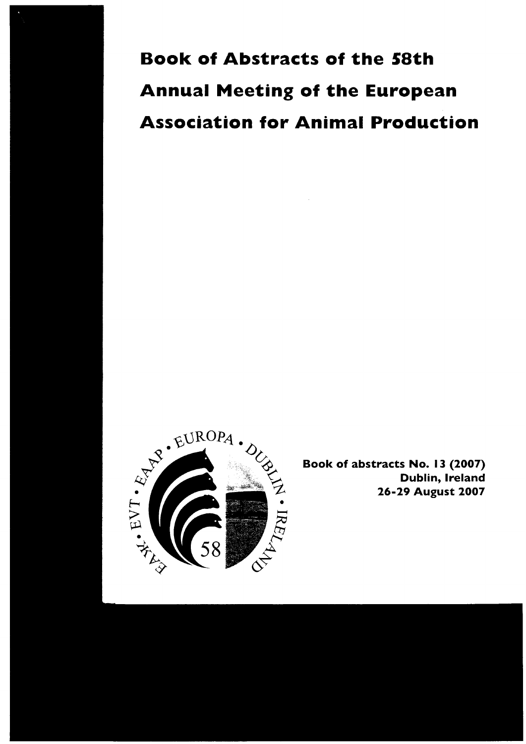# Book of Abstracts of the 58th Annual Meeting of the European Association for Animal Production

**Book of abstracts No. 13 (2007)**
**Dublin, Ireland**
**26-29 August 2007**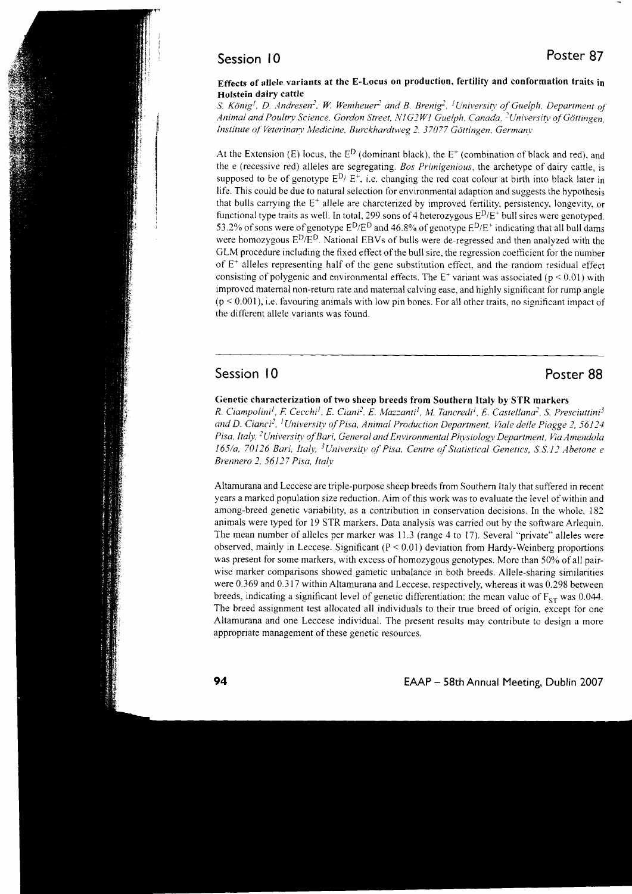## Session 10 — Poster 87

### Effects of allele variants at the E-Locus on production, fertility and conformation traits in Holstein dairy cattle

*S. König[1], D. Andresen[2], W. Wemheuer[2] and B. Brenig[2], [1]University of Guelph, Department of Animal and Poultry Science, Gordon Street, N1G2W1 Guelph, Canada, [2]University of Göttingen, Institute of Veterinary Medicine, Burckhardtweg 2, 37077 Göttingen, Germany*

At the Extension (E) locus, the $E^D$ (dominant black), the $E^+$ (combination of black and red), and the e (recessive red) alleles are segregating. *Bos Primigenious*, the archetype of dairy cattle, is supposed to be of genotype $E^D/E^+$, i.e. changing the red coat colour at birth into black later in life. This could be due to natural selection for environmental adaption and suggests the hypothesis that bulls carrying the $E^+$ allele are charcterized by improved fertility, persistency, longevity, or functional type traits as well. In total, 299 sons of 4 heterozygous $E^D/E^+$ bull sires were genotyped. 53.2% of sons were of genotype $E^D/E^D$ and 46.8% of genotype $E^D/E^+$ indicating that all bull dams were homozygous $E^D/E^D$. National EBVs of bulls were de-regressed and then analyzed with the GLM procedure including the fixed effect of the bull sire, the regression coefficient for the number of $E^+$ alleles representing half of the gene substitution effect, and the random residual effect consisting of polygenic and environmental effects. The $E^+$ variant was associated ($p < 0.01$) with improved maternal non-return rate and maternal calving ease, and highly significant for rump angle ($p < 0.001$), i.e. favouring animals with low pin bones. For all other traits, no significant impact of the different allele variants was found.

---

## Session 10 — Poster 88

### Genetic characterization of two sheep breeds from Southern Italy by STR markers

*R. Ciampolini[1], F. Cecchi[1], E. Ciani[2], E. Mazzanti[1], M. Tancredi[1], E. Castellana[2], S. Presciuttini[3] and D. Cianci[2], [1]University of Pisa, Animal Production Department, Viale delle Piagge 2, 56124 Pisa, Italy, [2]University of Bari, General and Environmental Physiology Department, Via Amendola 165/a, 70126 Bari, Italy, [3]University of Pisa, Centre of Statistical Genetics, S.S.12 Abetone e Brennero 2, 56127 Pisa, Italy*

Altamurana and Leccese are triple-purpose sheep breeds from Southern Italy that suffered in recent years a marked population size reduction. Aim of this work was to evaluate the level of within and among-breed genetic variability, as a contribution in conservation decisions. In the whole, 182 animals were typed for 19 STR markers. Data analysis was carried out by the software Arlequin. The mean number of alleles per marker was 11.3 (range 4 to 17). Several "private" alleles were observed, mainly in Leccese. Significant ($P < 0.01$) deviation from Hardy-Weinberg proportions was present for some markers, with excess of homozygous genotypes. More than 50% of all pair-wise marker comparisons showed gametic unbalance in both breeds. Allele-sharing similarities were 0.369 and 0.317 within Altamurana and Leccese, respectively, whereas it was 0.298 between breeds, indicating a significant level of genetic differentiation; the mean value of $F_{ST}$ was 0.044. The breed assignment test allocated all individuals to their true breed of origin, except for one Altamurana and one Leccese individual. The present results may contribute to design a more appropriate management of these genetic resources.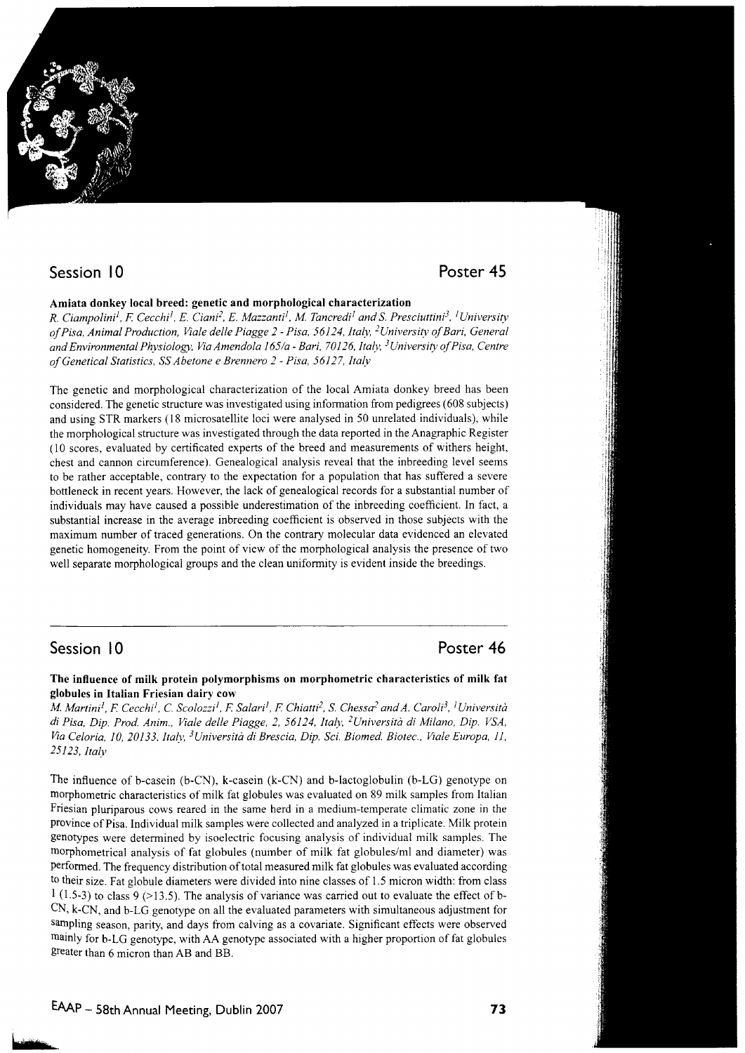## Session 10

## Poster 45

**Amiata donkey local breed: genetic and morphological characterization**

*R. Ciampolini[1], F. Cecchi[1], E. Ciani[2], E. Mazzanti[1], M. Tancredi[1] and S. Presciuttini[3], [1]University of Pisa, Animal Production, Viale delle Piagge 2 - Pisa, 56124, Italy, [2]University of Bari, General and Environmental Physiology, Via Amendola 165/a - Bari, 70126, Italy, [3]University of Pisa, Centre of Genetical Statistics, SS Abetone e Brennero 2 - Pisa, 56127, Italy*

The genetic and morphological characterization of the local Amiata donkey breed has been considered. The genetic structure was investigated using information from pedigrees (608 subjects) and using STR markers (18 microsatellite loci were analysed in 50 unrelated individuals), while the morphological structure was investigated through the data reported in the Anagraphic Register (10 scores, evaluated by certificated experts of the breed and measurements of withers height, chest and cannon circumference). Genealogical analysis reveal that the inbreeding level seems to be rather acceptable, contrary to the expectation for a population that has suffered a severe bottleneck in recent years. However, the lack of genealogical records for a substantial number of individuals may have caused a possible underestimation of the inbreeding coefficient. In fact, a substantial increase in the average inbreeding coefficient is observed in those subjects with the maximum number of traced generations. On the contrary molecular data evidenced an elevated genetic homogeneity. From the point of view of the morphological analysis the presence of two well separate morphological groups and the clean uniformity is evident inside the breedings.

---

## Session 10

## Poster 46

**The influence of milk protein polymorphisms on morphometric characteristics of milk fat globules in Italian Friesian dairy cow**

*M. Martini[1], F. Cecchi[1], C. Scolozzi[1], F. Salari[1], F. Chiatti[2], S. Chessa[2] and A. Caroli[3], [1]Università di Pisa, Dip. Prod. Anim., Viale delle Piagge, 2, 56124, Italy, [2]Università di Milano, Dip. VSA, Via Celoria, 10, 20133, Italy, [3]Università di Brescia, Dip. Sci. Biomed. Biotec., Viale Europa, 11, 25123, Italy*

The influence of b-casein (b-CN), k-casein (k-CN) and b-lactoglobulin (b-LG) genotype on morphometric characteristics of milk fat globules was evaluated on 89 milk samples from Italian Friesian pluriparous cows reared in the same herd in a medium-temperate climatic zone in the province of Pisa. Individual milk samples were collected and analyzed in a triplicate. Milk protein genotypes were determined by isoelectric focusing analysis of individual milk samples. The morphometrical analysis of fat globules (number of milk fat globules/ml and diameter) was performed. The frequency distribution of total measured milk fat globules was evaluated according to their size. Fat globule diameters were divided into nine classes of 1.5 micron width: from class 1 (1.5-3) to class 9 (>13.5). The analysis of variance was carried out to evaluate the effect of b-CN, k-CN, and b-LG genotype on all the evaluated parameters with simultaneous adjustment for sampling season, parity, and days from calving as a covariate. Significant effects were observed mainly for b-LG genotype, with AA genotype associated with a higher proportion of fat globules greater than 6 micron than AB and BB.